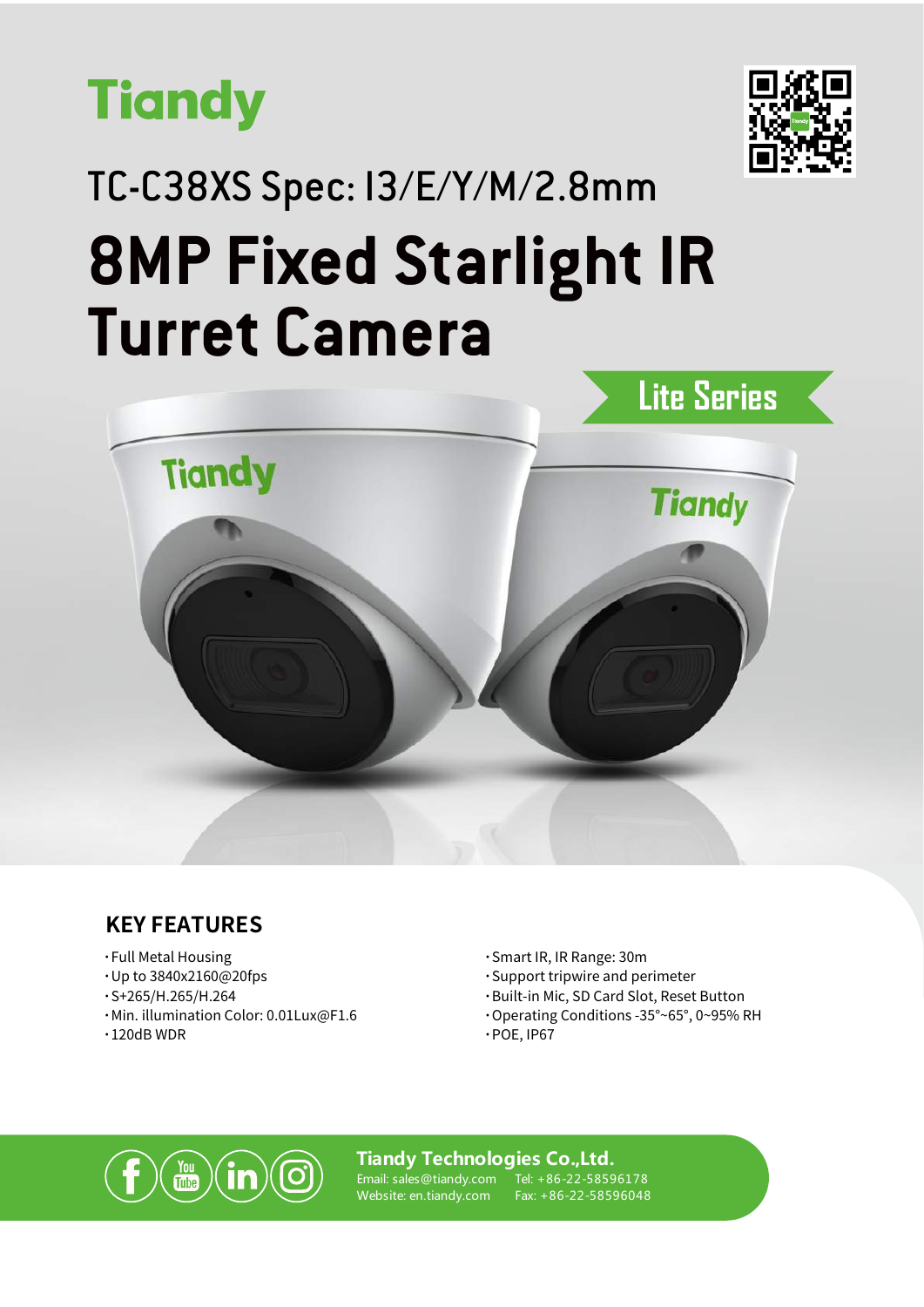Tiandy

TC-C38XS Spec: I3/E/Y/M/2.8mm

# 8MP Fixed Starlight IR Turret Camera

Lite Series

## KEY FEATURES

- Full Metal Housing
- Up to 3840x2160@20fps
- S+265/H.265/H.264
- Min. illumination Color: 0.01Lux@F1.6
- 120dB WDR
- Smart IR, IR Range: 30m
- Support tripwire and perimeter
- Built-in Mic, SD Card Slot, Reset Button
- Operating Conditions -35°~65°, 0~95% RH
- POE, IP67

**Tiandy Technologies Co.,Ltd.**
Email: sales@tiandy.com Tel: +86-22-58596178
Website: en.tiandy.com Fax: +86-22-58596048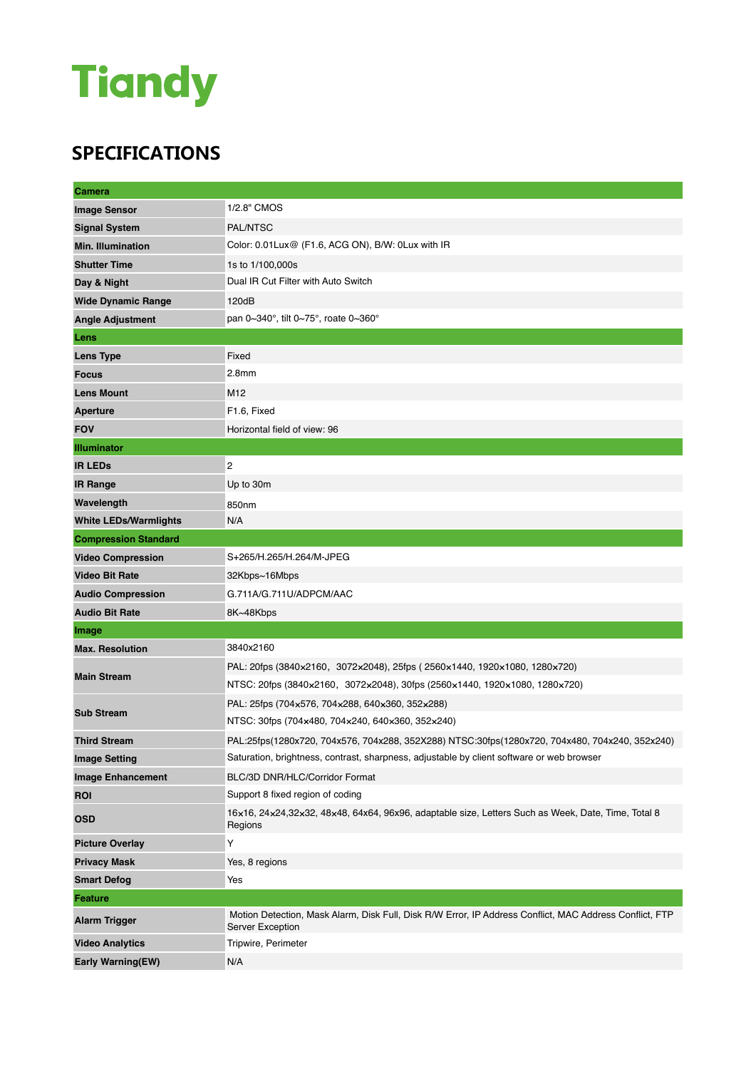# Tiandy

## SPECIFICATIONS

| Camera | |
|---|---|
| **Image Sensor** | 1/2.8" CMOS |
| **Signal System** | PAL/NTSC |
| **Min. Illumination** | Color: 0.01Lux@ (F1.6, ACG ON), B/W: 0Lux with IR |
| **Shutter Time** | 1s to 1/100,000s |
| **Day & Night** | Dual IR Cut Filter with Auto Switch |
| **Wide Dynamic Range** | 120dB |
| **Angle Adjustment** | pan 0~340°, tilt 0~75°, roate 0~360° |
| **Lens** | |
| **Lens Type** | Fixed |
| **Focus** | 2.8mm |
| **Lens Mount** | M12 |
| **Aperture** | F1.6, Fixed |
| **FOV** | Horizontal field of view: 96 |
| **Illuminator** | |
| **IR LEDs** | 2 |
| **IR Range** | Up to 30m |
| **Wavelength** | 850nm |
| **White LEDs/Warmlights** | N/A |
| **Compression Standard** | |
| **Video Compression** | S+265/H.265/H.264/M-JPEG |
| **Video Bit Rate** | 32Kbps~16Mbps |
| **Audio Compression** | G.711A/G.711U/ADPCM/AAC |
| **Audio Bit Rate** | 8K~48Kbps |
| **Image** | |
| **Max. Resolution** | 3840x2160 |
| **Main Stream** | PAL: 20fps (3840x2160，3072x2048), 25fps ( 2560x1440, 1920x1080, 1280x720) |
| | NTSC: 20fps (3840x2160，3072x2048), 30fps (2560x1440, 1920x1080, 1280x720) |
| **Sub Stream** | PAL: 25fps (704x576, 704x288, 640x360, 352x288) |
| | NTSC: 30fps (704x480, 704x240, 640x360, 352x240) |
| **Third Stream** | PAL:25fps(1280x720, 704x576, 704x288, 352X288) NTSC:30fps(1280x720, 704x480, 704x240, 352x240) |
| **Image Setting** | Saturation, brightness, contrast, sharpness, adjustable by client software or web browser |
| **Image Enhancement** | BLC/3D DNR/HLC/Corridor Format |
| **ROI** | Support 8 fixed region of coding |
| **OSD** | 16x16, 24x24,32x32, 48x48, 64x64, 96x96, adaptable size, Letters Such as Week, Date, Time, Total 8 Regions |
| **Picture Overlay** | Y |
| **Privacy Mask** | Yes, 8 regions |
| **Smart Defog** | Yes |
| **Feature** | |
| **Alarm Trigger** | Motion Detection, Mask Alarm, Disk Full, Disk R/W Error, IP Address Conflict, MAC Address Conflict, FTP Server Exception |
| **Video Analytics** | Tripwire, Perimeter |
| **Early Warning(EW)** | N/A |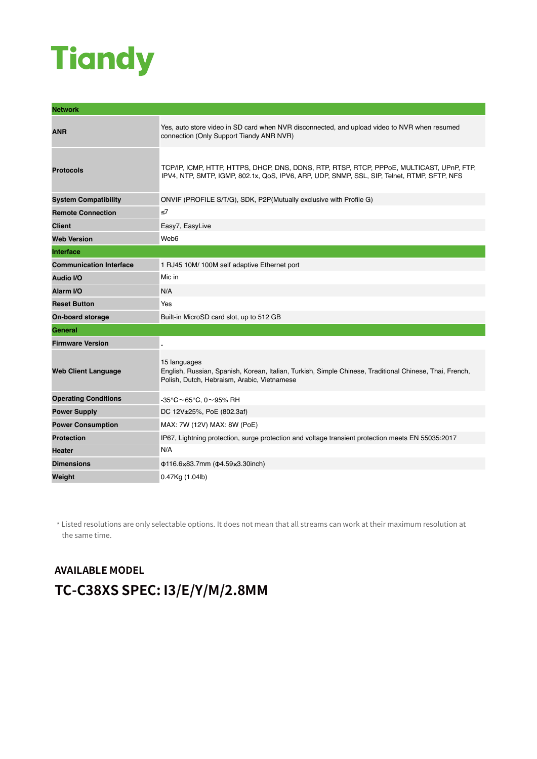# Tiandy

| Network | |
|---|---|
| **ANR** | Yes, auto store video in SD card when NVR disconnected, and upload video to NVR when resumed connection (Only Support Tiandy ANR NVR) |
| **Protocols** | TCP/IP, ICMP, HTTP, HTTPS, DHCP, DNS, DDNS, RTP, RTSP, RTCP, PPPoE, MULTICAST, UPnP, FTP, IPV4, NTP, SMTP, IGMP, 802.1x, QoS, IPV6, ARP, UDP, SNMP, SSL, SIP, Telnet, RTMP, SFTP, NFS |
| **System Compatibility** | ONVIF (PROFILE S/T/G), SDK, P2P(Mutually exclusive with Profile G) |
| **Remote Connection** | ≤7 |
| **Client** | Easy7, EasyLive |
| **Web Version** | Web6 |
| **Interface** | |
| **Communication Interface** | 1 RJ45 10M/ 100M self adaptive Ethernet port |
| **Audio I/O** | Mic in |
| **Alarm I/O** | N/A |
| **Reset Button** | Yes |
| **On-board storage** | Built-in MicroSD card slot, up to 512 GB |
| **General** | |
| **Firmware Version** | - |
| **Web Client Language** | 15 languages<br>English, Russian, Spanish, Korean, Italian, Turkish, Simple Chinese, Traditional Chinese, Thai, French, Polish, Dutch, Hebraism, Arabic, Vietnamese |
| **Operating Conditions** | -35°C～65°C, 0～95% RH |
| **Power Supply** | DC 12V±25%, PoE (802.3af) |
| **Power Consumption** | MAX: 7W (12V) MAX: 8W (PoE) |
| **Protection** | IP67, Lightning protection, surge protection and voltage transient protection meets EN 55035:2017 |
| **Heater** | N/A |
| **Dimensions** | Φ116.6x83.7mm (Φ4.59x3.30inch) |
| **Weight** | 0.47Kg (1.04lb) |

* Listed resolutions are only selectable options. It does not mean that all streams can work at their maximum resolution at the same time.

### AVAILABLE MODEL

## TC-C38XS SPEC: I3/E/Y/M/2.8MM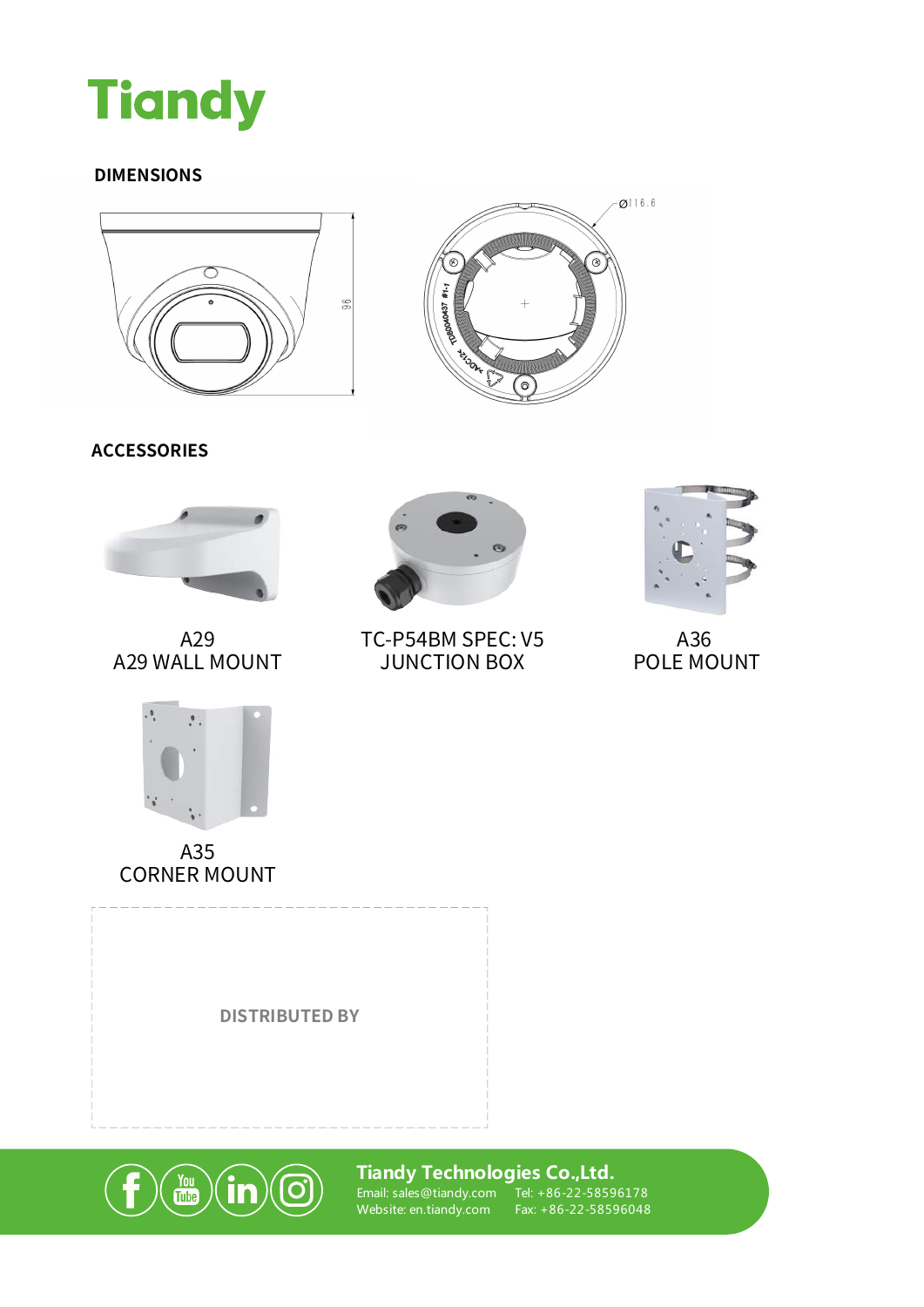# Tiandy

## DIMENSIONS

Ø116.6

96

## ACCESSORIES

A29
A29 WALL MOUNT

TC-P54BM SPEC: V5
JUNCTION BOX

A36
POLE MOUNT

A35
CORNER MOUNT

DISTRIBUTED BY

**Tiandy Technologies Co.,Ltd.**
Email: sales@tiandy.com Tel: +86-22-58596178
Website: en.tiandy.com Fax: +86-22-58596048